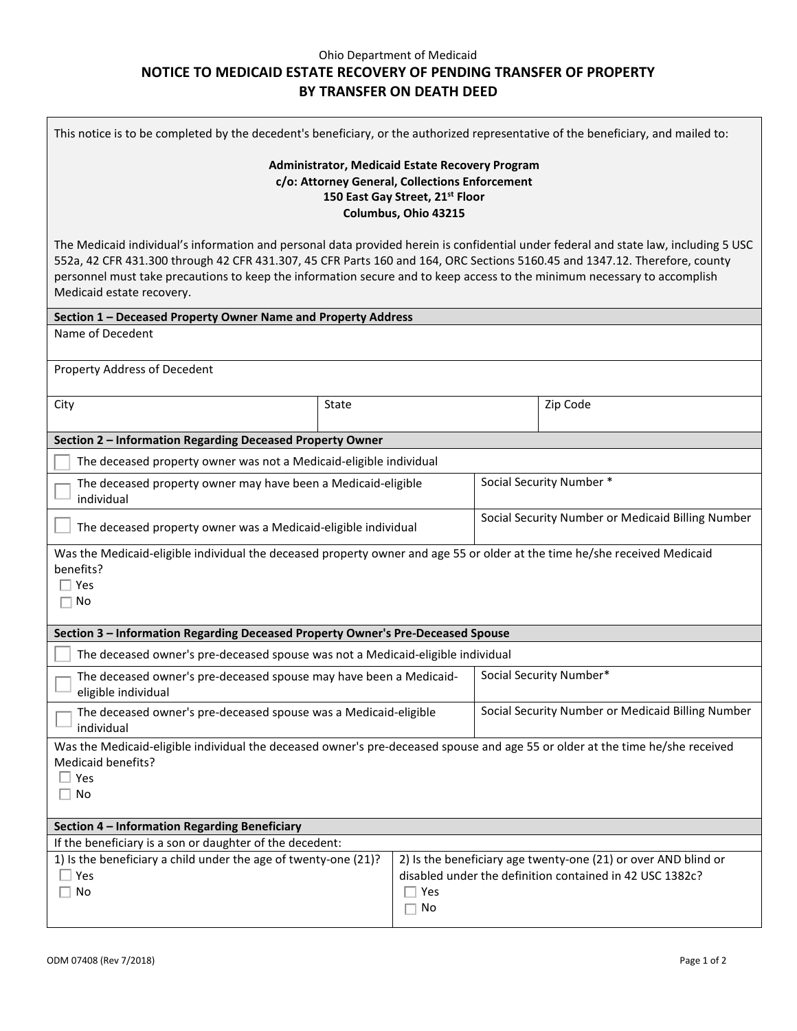Ohio Department of Medicaid

# NOTICE TO MEDICAID ESTATE RECOVERY OF PENDING TRANSFER OF PROPERTY BY TRANSFER ON DEATH DEED

This notice is to be completed by the decedent's beneficiary, or the authorized representative of the beneficiary, and mailed to:

**Administrator, Medicaid Estate Recovery Program**
**c/o: Attorney General, Collections Enforcement**
**150 East Gay Street, 21st Floor**
**Columbus, Ohio 43215**

The Medicaid individual's information and personal data provided herein is confidential under federal and state law, including 5 USC 552a, 42 CFR 431.300 through 42 CFR 431.307, 45 CFR Parts 160 and 164, ORC Sections 5160.45 and 1347.12. Therefore, county personnel must take precautions to keep the information secure and to keep access to the minimum necessary to accomplish Medicaid estate recovery.

## Section 1 – Deceased Property Owner Name and Property Address

| Name of Decedent | | |
|---|---|---|
| Property Address of Decedent | | |
| City | State | Zip Code |

## Section 2 – Information Regarding Deceased Property Owner

| | |
|---|---|
| ☐ The deceased property owner was not a Medicaid-eligible individual | |
| ☐ The deceased property owner may have been a Medicaid-eligible individual | Social Security Number * |
| ☐ The deceased property owner was a Medicaid-eligible individual | Social Security Number or Medicaid Billing Number |

Was the Medicaid-eligible individual the deceased property owner and age 55 or older at the time he/she received Medicaid benefits?

☐ Yes
☐ No

## Section 3 – Information Regarding Deceased Property Owner's Pre-Deceased Spouse

| | |
|---|---|
| ☐ The deceased owner's pre-deceased spouse was not a Medicaid-eligible individual | |
| ☐ The deceased owner's pre-deceased spouse may have been a Medicaid-eligible individual | Social Security Number* |
| ☐ The deceased owner's pre-deceased spouse was a Medicaid-eligible individual | Social Security Number or Medicaid Billing Number |

Was the Medicaid-eligible individual the deceased owner's pre-deceased spouse and age 55 or older at the time he/she received Medicaid benefits?

☐ Yes
☐ No

## Section 4 – Information Regarding Beneficiary

If the beneficiary is a son or daughter of the decedent:

| 1) Is the beneficiary a child under the age of twenty-one (21)? | 2) Is the beneficiary age twenty-one (21) or over AND blind or disabled under the definition contained in 42 USC 1382c? |
|---|---|
| ☐ Yes<br>☐ No | ☐ Yes<br>☐ No |

ODM 07408 (Rev 7/2018)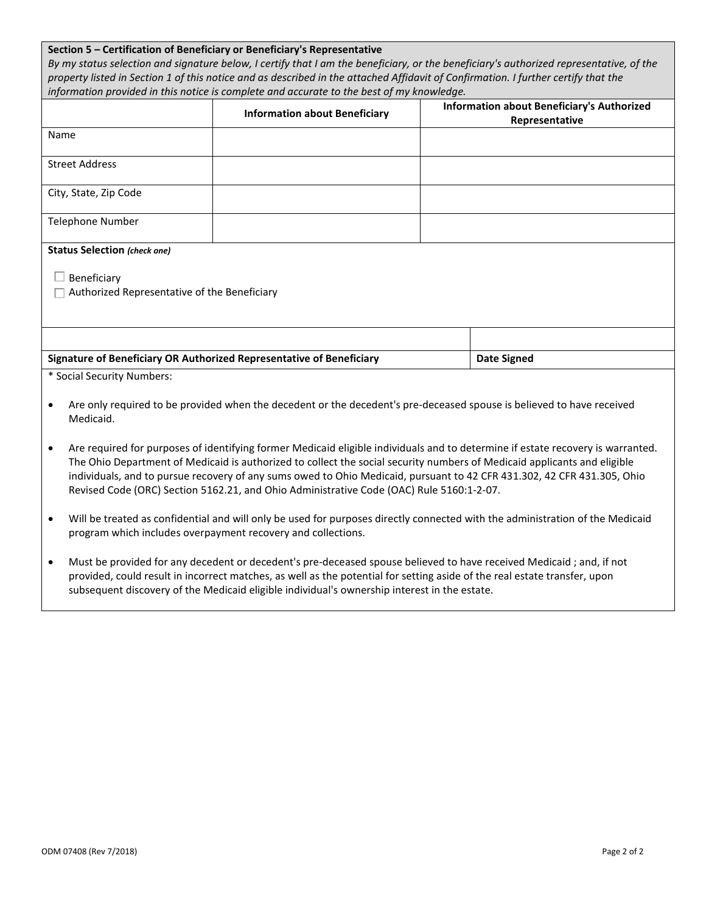**Section 5 – Certification of Beneficiary or Beneficiary's Representative**

*By my status selection and signature below, I certify that I am the beneficiary, or the beneficiary's authorized representative, of the property listed in Section 1 of this notice and as described in the attached Affidavit of Confirmation. I further certify that the information provided in this notice is complete and accurate to the best of my knowledge.*

| | Information about Beneficiary | Information about Beneficiary's Authorized Representative |
|---|---|---|
| Name | | |
| Street Address | | |
| City, State, Zip Code | | |
| Telephone Number | | |

**Status Selection** ***(check one)***

☐ Beneficiary

☐ Authorized Representative of the Beneficiary

| | |
|---|---|
| | |
| **Signature of Beneficiary OR Authorized Representative of Beneficiary** | **Date Signed** |

* Social Security Numbers:

- Are only required to be provided when the decedent or the decedent's pre-deceased spouse is believed to have received Medicaid.
- Are required for purposes of identifying former Medicaid eligible individuals and to determine if estate recovery is warranted. The Ohio Department of Medicaid is authorized to collect the social security numbers of Medicaid applicants and eligible individuals, and to pursue recovery of any sums owed to Ohio Medicaid, pursuant to 42 CFR 431.302, 42 CFR 431.305, Ohio Revised Code (ORC) Section 5162.21, and Ohio Administrative Code (OAC) Rule 5160:1-2-07.
- Will be treated as confidential and will only be used for purposes directly connected with the administration of the Medicaid program which includes overpayment recovery and collections.
- Must be provided for any decedent or decedent's pre-deceased spouse believed to have received Medicaid ; and, if not provided, could result in incorrect matches, as well as the potential for setting aside of the real estate transfer, upon subsequent discovery of the Medicaid eligible individual's ownership interest in the estate.

ODM 07408 (Rev 7/2018)